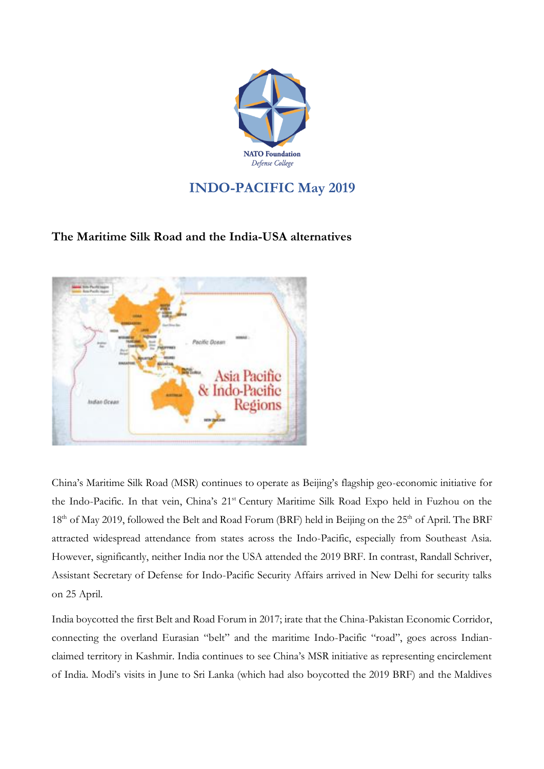NATO Foundation
*Defense College*

# INDO-PACIFIC May 2019

## The Maritime Silk Road and the India-USA alternatives

China's Maritime Silk Road (MSR) continues to operate as Beijing's flagship geo-economic initiative for the Indo-Pacific. In that vein, China's 21st Century Maritime Silk Road Expo held in Fuzhou on the 18th of May 2019, followed the Belt and Road Forum (BRF) held in Beijing on the 25th of April. The BRF attracted widespread attendance from states across the Indo-Pacific, especially from Southeast Asia. However, significantly, neither India nor the USA attended the 2019 BRF. In contrast, Randall Schriver, Assistant Secretary of Defense for Indo-Pacific Security Affairs arrived in New Delhi for security talks on 25 April.

India boycotted the first Belt and Road Forum in 2017; irate that the China-Pakistan Economic Corridor, connecting the overland Eurasian "belt" and the maritime Indo-Pacific "road", goes across Indian-claimed territory in Kashmir. India continues to see China's MSR initiative as representing encirclement of India. Modi's visits in June to Sri Lanka (which had also boycotted the 2019 BRF) and the Maldives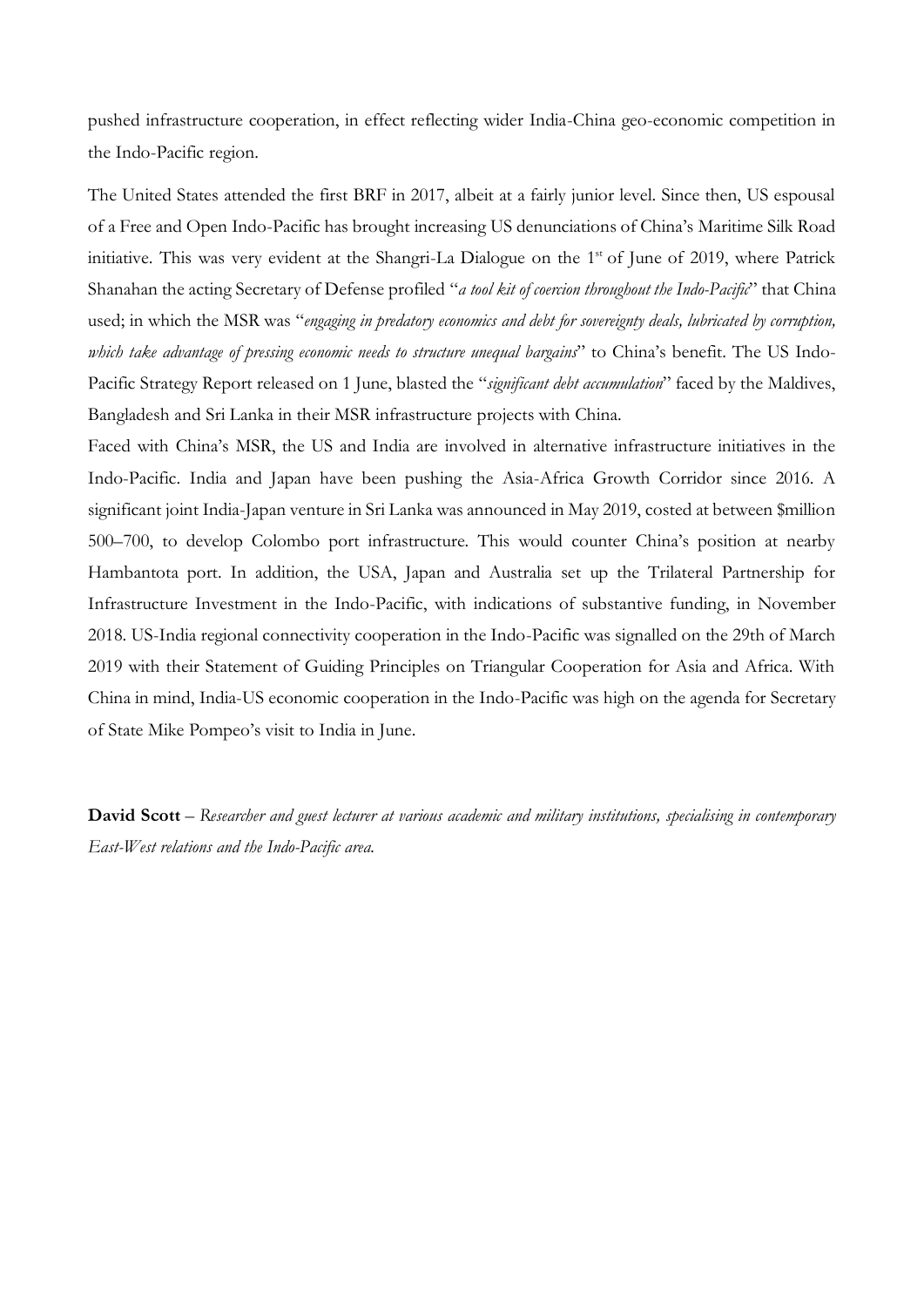pushed infrastructure cooperation, in effect reflecting wider India-China geo-economic competition in the Indo-Pacific region.

The United States attended the first BRF in 2017, albeit at a fairly junior level. Since then, US espousal of a Free and Open Indo-Pacific has brought increasing US denunciations of China's Maritime Silk Road initiative. This was very evident at the Shangri-La Dialogue on the 1st of June of 2019, where Patrick Shanahan the acting Secretary of Defense profiled "*a tool kit of coercion throughout the Indo-Pacific*" that China used; in which the MSR was "*engaging in predatory economics and debt for sovereignty deals, lubricated by corruption, which take advantage of pressing economic needs to structure unequal bargains*" to China's benefit. The US Indo-Pacific Strategy Report released on 1 June, blasted the "*significant debt accumulation*" faced by the Maldives, Bangladesh and Sri Lanka in their MSR infrastructure projects with China.

Faced with China's MSR, the US and India are involved in alternative infrastructure initiatives in the Indo-Pacific. India and Japan have been pushing the Asia-Africa Growth Corridor since 2016. A significant joint India-Japan venture in Sri Lanka was announced in May 2019, costed at between $million 500–700, to develop Colombo port infrastructure. This would counter China's position at nearby Hambantota port. In addition, the USA, Japan and Australia set up the Trilateral Partnership for Infrastructure Investment in the Indo-Pacific, with indications of substantive funding, in November 2018. US-India regional connectivity cooperation in the Indo-Pacific was signalled on the 29th of March 2019 with their Statement of Guiding Principles on Triangular Cooperation for Asia and Africa. With China in mind, India-US economic cooperation in the Indo-Pacific was high on the agenda for Secretary of State Mike Pompeo's visit to India in June.

**David Scott** – *Researcher and guest lecturer at various academic and military institutions, specialising in contemporary East-West relations and the Indo-Pacific area.*